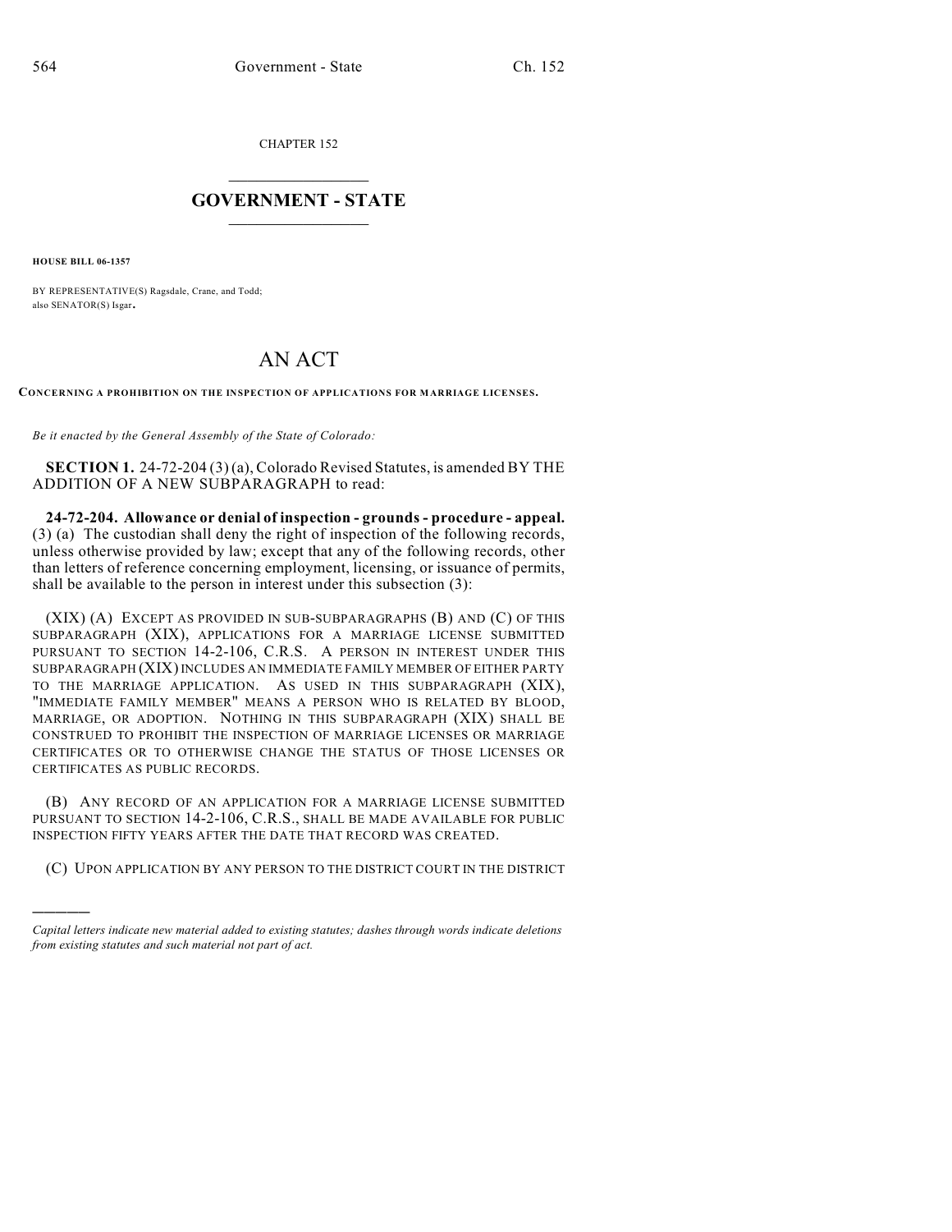CHAPTER 152

# GOVERNMENT - STATE

**HOUSE BILL 06-1357**

BY REPRESENTATIVE(S) Ragsdale, Crane, and Todd;
also SENATOR(S) Isgar.

# AN ACT

**CONCERNING A PROHIBITION ON THE INSPECTION OF APPLICATIONS FOR MARRIAGE LICENSES.**

*Be it enacted by the General Assembly of the State of Colorado:*

**SECTION 1.** 24-72-204 (3) (a), Colorado Revised Statutes, is amended BY THE ADDITION OF A NEW SUBPARAGRAPH to read:

**24-72-204. Allowance or denial of inspection - grounds - procedure - appeal.** (3) (a) The custodian shall deny the right of inspection of the following records, unless otherwise provided by law; except that any of the following records, other than letters of reference concerning employment, licensing, or issuance of permits, shall be available to the person in interest under this subsection (3):

(XIX) (A) EXCEPT AS PROVIDED IN SUB-SUBPARAGRAPHS (B) AND (C) OF THIS SUBPARAGRAPH (XIX), APPLICATIONS FOR A MARRIAGE LICENSE SUBMITTED PURSUANT TO SECTION 14-2-106, C.R.S. A PERSON IN INTEREST UNDER THIS SUBPARAGRAPH (XIX) INCLUDES AN IMMEDIATE FAMILY MEMBER OF EITHER PARTY TO THE MARRIAGE APPLICATION. AS USED IN THIS SUBPARAGRAPH (XIX), "IMMEDIATE FAMILY MEMBER" MEANS A PERSON WHO IS RELATED BY BLOOD, MARRIAGE, OR ADOPTION. NOTHING IN THIS SUBPARAGRAPH (XIX) SHALL BE CONSTRUED TO PROHIBIT THE INSPECTION OF MARRIAGE LICENSES OR MARRIAGE CERTIFICATES OR TO OTHERWISE CHANGE THE STATUS OF THOSE LICENSES OR CERTIFICATES AS PUBLIC RECORDS.

(B) ANY RECORD OF AN APPLICATION FOR A MARRIAGE LICENSE SUBMITTED PURSUANT TO SECTION 14-2-106, C.R.S., SHALL BE MADE AVAILABLE FOR PUBLIC INSPECTION FIFTY YEARS AFTER THE DATE THAT RECORD WAS CREATED.

(C) UPON APPLICATION BY ANY PERSON TO THE DISTRICT COURT IN THE DISTRICT

*Capital letters indicate new material added to existing statutes; dashes through words indicate deletions from existing statutes and such material not part of act.*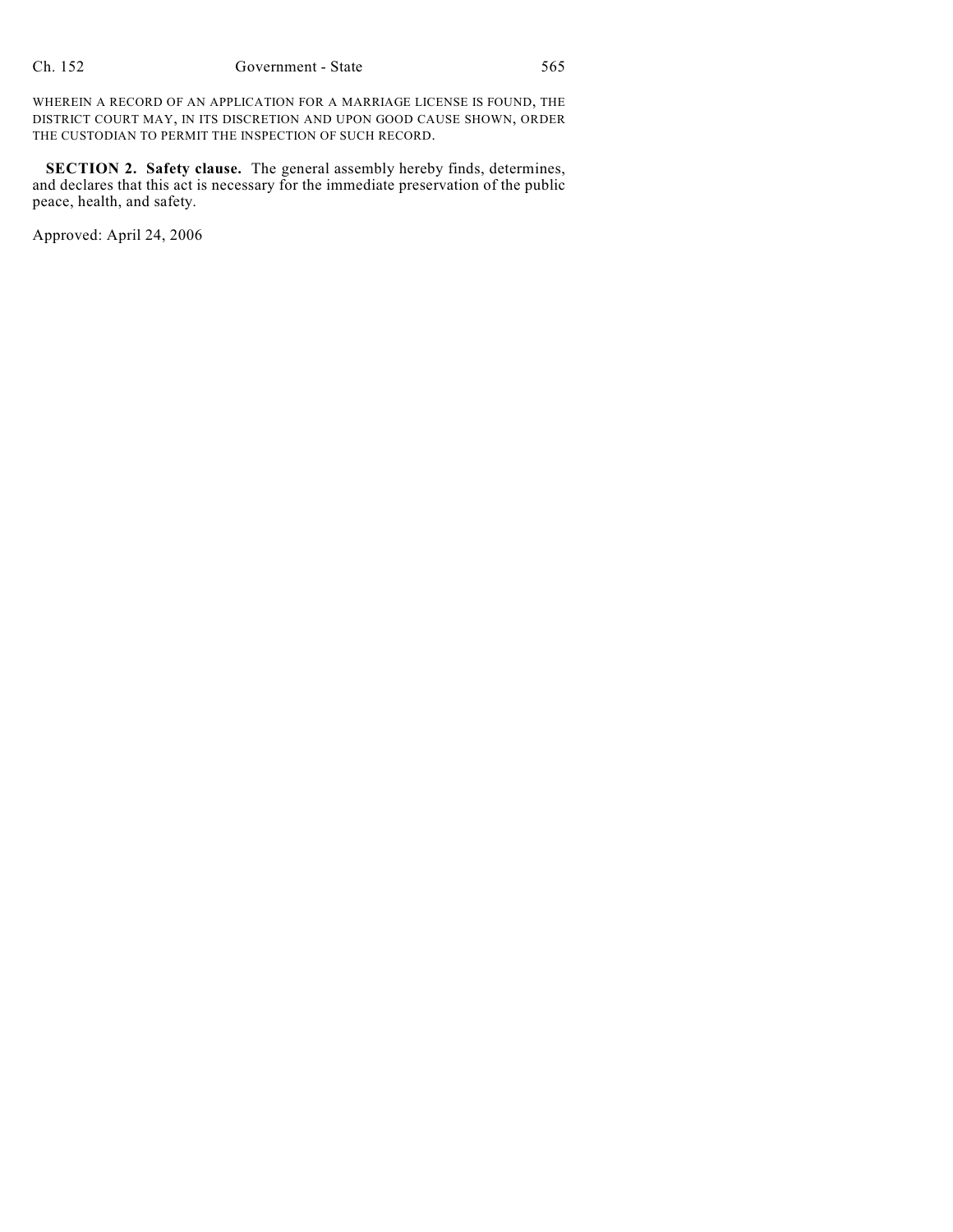WHEREIN A RECORD OF AN APPLICATION FOR A MARRIAGE LICENSE IS FOUND, THE DISTRICT COURT MAY, IN ITS DISCRETION AND UPON GOOD CAUSE SHOWN, ORDER THE CUSTODIAN TO PERMIT THE INSPECTION OF SUCH RECORD.

**SECTION 2. Safety clause.** The general assembly hereby finds, determines, and declares that this act is necessary for the immediate preservation of the public peace, health, and safety.

Approved: April 24, 2006